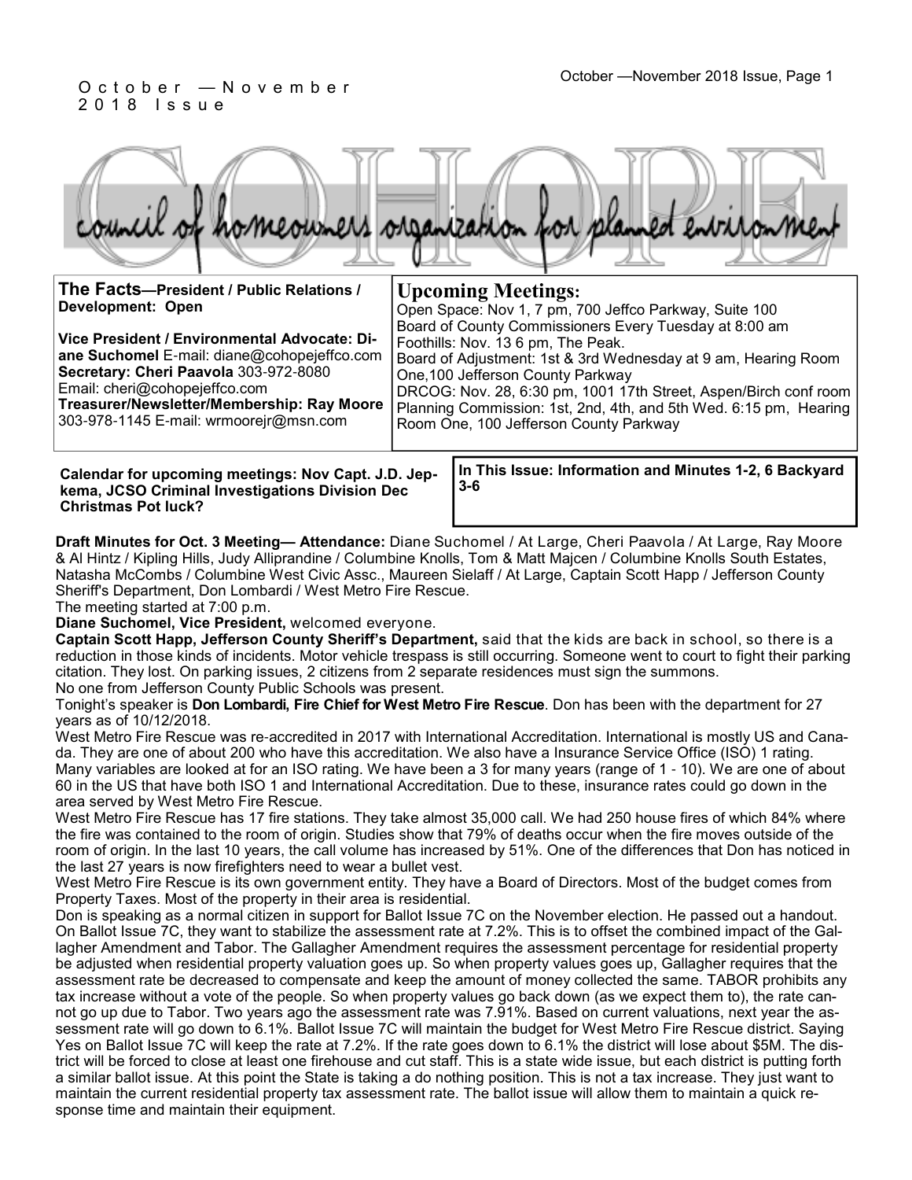October —November 2018 Issue

# COHOPE

council of homeowners organization for planned environment

**The Facts—President / Public Relations / Development: Open**

**Vice President / Environmental Advocate: Diane Suchomel** E-mail: diane@cohopejeffco.com
**Secretary: Cheri Paavola** 303-972-8080
Email: cheri@cohopejeffco.com
**Treasurer/Newsletter/Membership: Ray Moore** 303-978-1145 E-mail: wrmoorejr@msn.com

## Upcoming Meetings:

Open Space: Nov 1, 7 pm, 700 Jeffco Parkway, Suite 100
Board of County Commissioners Every Tuesday at 8:00 am
Foothills: Nov. 13 6 pm, The Peak.
Board of Adjustment: 1st & 3rd Wednesday at 9 am, Hearing Room One,100 Jefferson County Parkway
DRCOG: Nov. 28, 6:30 pm, 1001 17th Street, Aspen/Birch conf room
Planning Commission: 1st, 2nd, 4th, and 5th Wed. 6:15 pm, Hearing Room One, 100 Jefferson County Parkway

**Calendar for upcoming meetings: Nov Capt. J.D. Jepkema, JCSO Criminal Investigations Division Dec Christmas Pot luck?**

**In This Issue: Information and Minutes 1-2, 6 Backyard 3-6**

**Draft Minutes for Oct. 3 Meeting— Attendance:** Diane Suchomel / At Large, Cheri Paavola / At Large, Ray Moore & Al Hintz / Kipling Hills, Judy Alliprandine / Columbine Knolls, Tom & Matt Majcen / Columbine Knolls South Estates, Natasha McCombs / Columbine West Civic Assc., Maureen Sielaff / At Large, Captain Scott Happ / Jefferson County Sheriff's Department, Don Lombardi / West Metro Fire Rescue.

The meeting started at 7:00 p.m.

**Diane Suchomel, Vice President,** welcomed everyone.

**Captain Scott Happ, Jefferson County Sheriff's Department,** said that the kids are back in school, so there is a reduction in those kinds of incidents. Motor vehicle trespass is still occurring. Someone went to court to fight their parking citation. They lost. On parking issues, 2 citizens from 2 separate residences must sign the summons.

No one from Jefferson County Public Schools was present.

Tonight's speaker is **Don Lombardi, Fire Chief for West Metro Fire Rescue**. Don has been with the department for 27 years as of 10/12/2018.

West Metro Fire Rescue was re-accredited in 2017 with International Accreditation. International is mostly US and Canada. They are one of about 200 who have this accreditation. We also have a Insurance Service Office (ISO) 1 rating. Many variables are looked at for an ISO rating. We have been a 3 for many years (range of 1 - 10). We are one of about 60 in the US that have both ISO 1 and International Accreditation. Due to these, insurance rates could go down in the area served by West Metro Fire Rescue.

West Metro Fire Rescue has 17 fire stations. They take almost 35,000 call. We had 250 house fires of which 84% where the fire was contained to the room of origin. Studies show that 79% of deaths occur when the fire moves outside of the room of origin. In the last 10 years, the call volume has increased by 51%. One of the differences that Don has noticed in the last 27 years is now firefighters need to wear a bullet vest.

West Metro Fire Rescue is its own government entity. They have a Board of Directors. Most of the budget comes from Property Taxes. Most of the property in their area is residential.

Don is speaking as a normal citizen in support for Ballot Issue 7C on the November election. He passed out a handout. On Ballot Issue 7C, they want to stabilize the assessment rate at 7.2%. This is to offset the combined impact of the Gallagher Amendment and Tabor. The Gallagher Amendment requires the assessment percentage for residential property be adjusted when residential property valuation goes up. So when property values goes up, Gallagher requires that the assessment rate be decreased to compensate and keep the amount of money collected the same. TABOR prohibits any tax increase without a vote of the people. So when property values go back down (as we expect them to), the rate cannot go up due to Tabor. Two years ago the assessment rate was 7.91%. Based on current valuations, next year the assessment rate will go down to 6.1%. Ballot Issue 7C will maintain the budget for West Metro Fire Rescue district. Saying Yes on Ballot Issue 7C will keep the rate at 7.2%. If the rate goes down to 6.1% the district will lose about $5M. The district will be forced to close at least one firehouse and cut staff. This is a state wide issue, but each district is putting forth a similar ballot issue. At this point the State is taking a do nothing position. This is not a tax increase. They just want to maintain the current residential property tax assessment rate. The ballot issue will allow them to maintain a quick response time and maintain their equipment.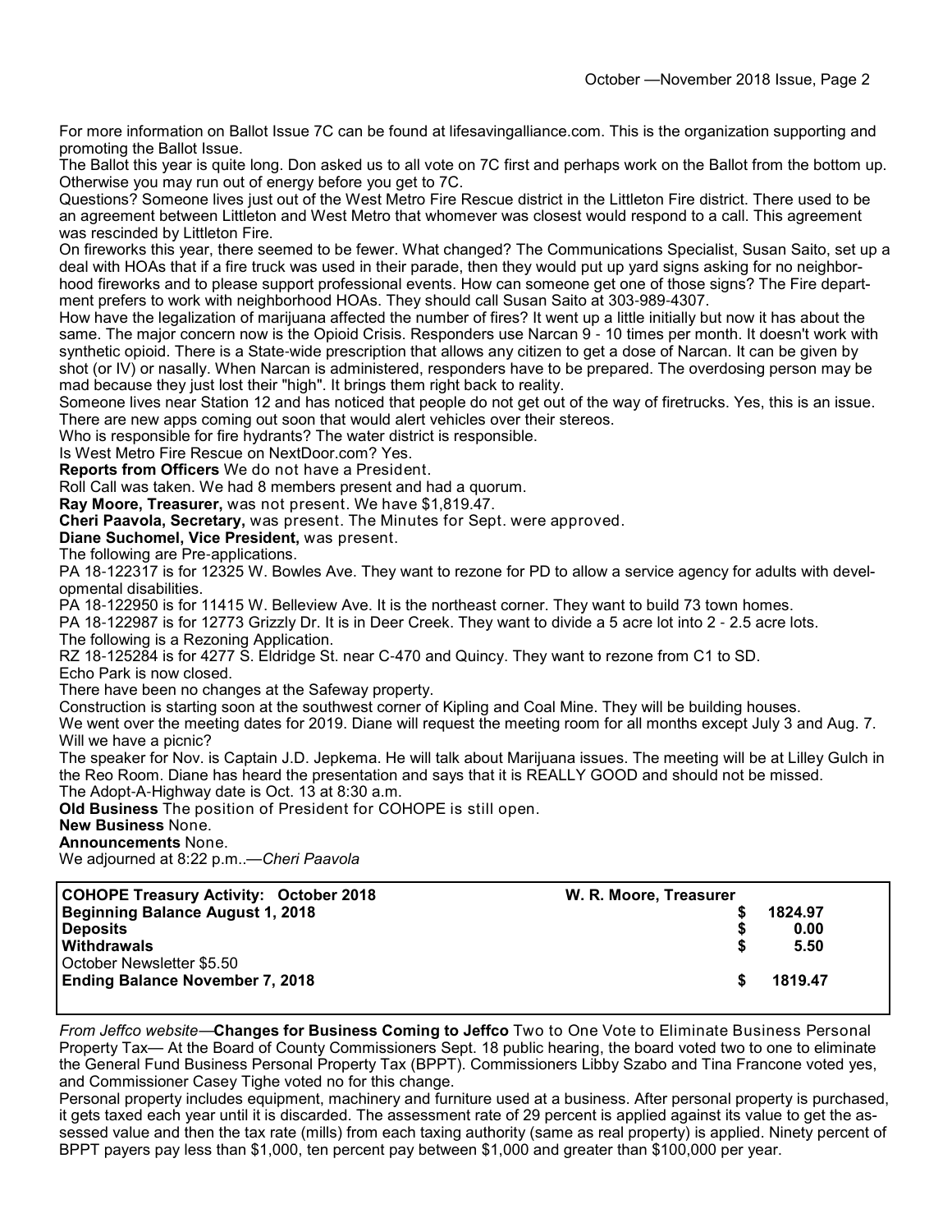For more information on Ballot Issue 7C can be found at lifesavingalliance.com. This is the organization supporting and promoting the Ballot Issue.

The Ballot this year is quite long. Don asked us to all vote on 7C first and perhaps work on the Ballot from the bottom up. Otherwise you may run out of energy before you get to 7C.

Questions? Someone lives just out of the West Metro Fire Rescue district in the Littleton Fire district. There used to be an agreement between Littleton and West Metro that whomever was closest would respond to a call. This agreement was rescinded by Littleton Fire.

On fireworks this year, there seemed to be fewer. What changed? The Communications Specialist, Susan Saito, set up a deal with HOAs that if a fire truck was used in their parade, then they would put up yard signs asking for no neighborhood fireworks and to please support professional events. How can someone get one of those signs? The Fire department prefers to work with neighborhood HOAs. They should call Susan Saito at 303-989-4307.

How have the legalization of marijuana affected the number of fires? It went up a little initially but now it has about the same. The major concern now is the Opioid Crisis. Responders use Narcan 9 - 10 times per month. It doesn't work with synthetic opioid. There is a State-wide prescription that allows any citizen to get a dose of Narcan. It can be given by shot (or IV) or nasally. When Narcan is administered, responders have to be prepared. The overdosing person may be mad because they just lost their "high". It brings them right back to reality.

Someone lives near Station 12 and has noticed that people do not get out of the way of firetrucks. Yes, this is an issue. There are new apps coming out soon that would alert vehicles over their stereos.

Who is responsible for fire hydrants? The water district is responsible.

Is West Metro Fire Rescue on NextDoor.com? Yes.

**Reports from Officers** We do not have a President.

Roll Call was taken. We had 8 members present and had a quorum.

**Ray Moore, Treasurer,** was not present. We have $1,819.47.

**Cheri Paavola, Secretary,** was present. The Minutes for Sept. were approved.

**Diane Suchomel, Vice President,** was present.

The following are Pre-applications.

PA 18-122317 is for 12325 W. Bowles Ave. They want to rezone for PD to allow a service agency for adults with developmental disabilities.

PA 18-122950 is for 11415 W. Belleview Ave. It is the northeast corner. They want to build 73 town homes.

PA 18-122987 is for 12773 Grizzly Dr. It is in Deer Creek. They want to divide a 5 acre lot into 2 - 2.5 acre lots.

The following is a Rezoning Application.

RZ 18-125284 is for 4277 S. Eldridge St. near C-470 and Quincy. They want to rezone from C1 to SD.

Echo Park is now closed.

There have been no changes at the Safeway property.

Construction is starting soon at the southwest corner of Kipling and Coal Mine. They will be building houses.

We went over the meeting dates for 2019. Diane will request the meeting room for all months except July 3 and Aug. 7. Will we have a picnic?

The speaker for Nov. is Captain J.D. Jepkema. He will talk about Marijuana issues. The meeting will be at Lilley Gulch in the Reo Room. Diane has heard the presentation and says that it is REALLY GOOD and should not be missed.

The Adopt-A-Highway date is Oct. 13 at 8:30 a.m.

**Old Business** The position of President for COHOPE is still open.

**New Business** None.

**Announcements** None.

We adjourned at 8:22 p.m..—*Cheri Paavola*

| COHOPE Treasury Activity: October 2018 | W. R. Moore, Treasurer |
|---|---|
| Beginning Balance August 1, 2018 | $ 1824.97 |
| Deposits | $ 0.00 |
| Withdrawals | $ 5.50 |
| October Newsletter $5.50 | |
| Ending Balance November 7, 2018 | $ 1819.47 |

*From Jeffco website*—**Changes for Business Coming to Jeffco** Two to One Vote to Eliminate Business Personal Property Tax— At the Board of County Commissioners Sept. 18 public hearing, the board voted two to one to eliminate the General Fund Business Personal Property Tax (BPPT). Commissioners Libby Szabo and Tina Francone voted yes, and Commissioner Casey Tighe voted no for this change.

Personal property includes equipment, machinery and furniture used at a business. After personal property is purchased, it gets taxed each year until it is discarded. The assessment rate of 29 percent is applied against its value to get the assessed value and then the tax rate (mills) from each taxing authority (same as real property) is applied. Ninety percent of BPPT payers pay less than $1,000, ten percent pay between $1,000 and greater than $100,000 per year.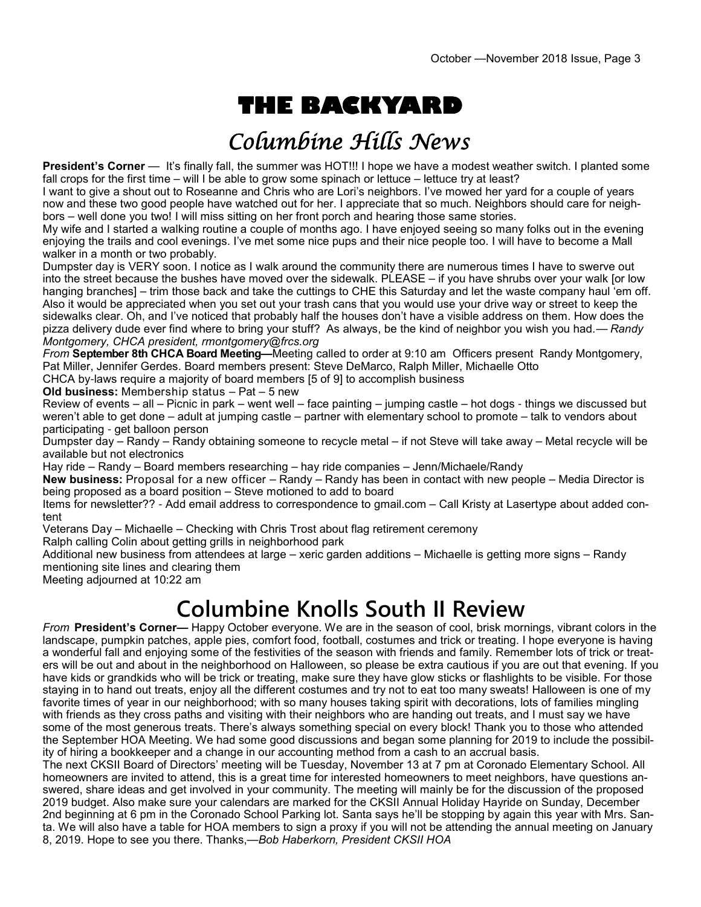# THE BACKYARD

## Columbine Hills News

**President's Corner** — It's finally fall, the summer was HOT!!! I hope we have a modest weather switch. I planted some fall crops for the first time – will I be able to grow some spinach or lettuce – lettuce try at least?

I want to give a shout out to Roseanne and Chris who are Lori's neighbors. I've mowed her yard for a couple of years now and these two good people have watched out for her. I appreciate that so much. Neighbors should care for neighbors – well done you two! I will miss sitting on her front porch and hearing those same stories.

My wife and I started a walking routine a couple of months ago. I have enjoyed seeing so many folks out in the evening enjoying the trails and cool evenings. I've met some nice pups and their nice people too. I will have to become a Mall walker in a month or two probably.

Dumpster day is VERY soon. I notice as I walk around the community there are numerous times I have to swerve out into the street because the bushes have moved over the sidewalk. PLEASE – if you have shrubs over your walk [or low hanging branches] – trim those back and take the cuttings to CHE this Saturday and let the waste company haul 'em off. Also it would be appreciated when you set out your trash cans that you would use your drive way or street to keep the sidewalks clear. Oh, and I've noticed that probably half the houses don't have a visible address on them. How does the pizza delivery dude ever find where to bring your stuff? As always, be the kind of neighbor you wish you had.— *Randy Montgomery, CHCA president, rmontgomery@frcs.org*

*From* **September 8th CHCA Board Meeting—**Meeting called to order at 9:10 am Officers present Randy Montgomery, Pat Miller, Jennifer Gerdes. Board members present: Steve DeMarco, Ralph Miller, Michaelle Otto

CHCA by-laws require a majority of board members [5 of 9] to accomplish business

**Old business:** Membership status – Pat – 5 new

Review of events – all – Picnic in park – went well – face painting – jumping castle – hot dogs - things we discussed but weren't able to get done – adult at jumping castle – partner with elementary school to promote – talk to vendors about participating - get balloon person

Dumpster day – Randy – Randy obtaining someone to recycle metal – if not Steve will take away – Metal recycle will be available but not electronics

Hay ride – Randy – Board members researching – hay ride companies – Jenn/Michaele/Randy

**New business:** Proposal for a new officer – Randy – Randy has been in contact with new people – Media Director is being proposed as a board position – Steve motioned to add to board

Items for newsletter?? - Add email address to correspondence to gmail.com – Call Kristy at Lasertype about added content

Veterans Day – Michaelle – Checking with Chris Trost about flag retirement ceremony

Ralph calling Colin about getting grills in neighborhood park

Additional new business from attendees at large – xeric garden additions – Michaelle is getting more signs – Randy mentioning site lines and clearing them

Meeting adjourned at 10:22 am

## Columbine Knolls South II Review

*From* **President's Corner—** Happy October everyone. We are in the season of cool, brisk mornings, vibrant colors in the landscape, pumpkin patches, apple pies, comfort food, football, costumes and trick or treating. I hope everyone is having a wonderful fall and enjoying some of the festivities of the season with friends and family. Remember lots of trick or treaters will be out and about in the neighborhood on Halloween, so please be extra cautious if you are out that evening. If you have kids or grandkids who will be trick or treating, make sure they have glow sticks or flashlights to be visible. For those staying in to hand out treats, enjoy all the different costumes and try not to eat too many sweats! Halloween is one of my favorite times of year in our neighborhood; with so many houses taking spirit with decorations, lots of families mingling with friends as they cross paths and visiting with their neighbors who are handing out treats, and I must say we have some of the most generous treats. There's always something special on every block! Thank you to those who attended the September HOA Meeting. We had some good discussions and began some planning for 2019 to include the possibility of hiring a bookkeeper and a change in our accounting method from a cash to an accrual basis.

The next CKSII Board of Directors' meeting will be Tuesday, November 13 at 7 pm at Coronado Elementary School. All homeowners are invited to attend, this is a great time for interested homeowners to meet neighbors, have questions answered, share ideas and get involved in your community. The meeting will mainly be for the discussion of the proposed 2019 budget. Also make sure your calendars are marked for the CKSII Annual Holiday Hayride on Sunday, December 2nd beginning at 6 pm in the Coronado School Parking lot. Santa says he'll be stopping by again this year with Mrs. Santa. We will also have a table for HOA members to sign a proxy if you will not be attending the annual meeting on January 8, 2019. Hope to see you there. Thanks,—*Bob Haberkorn, President CKSII HOA*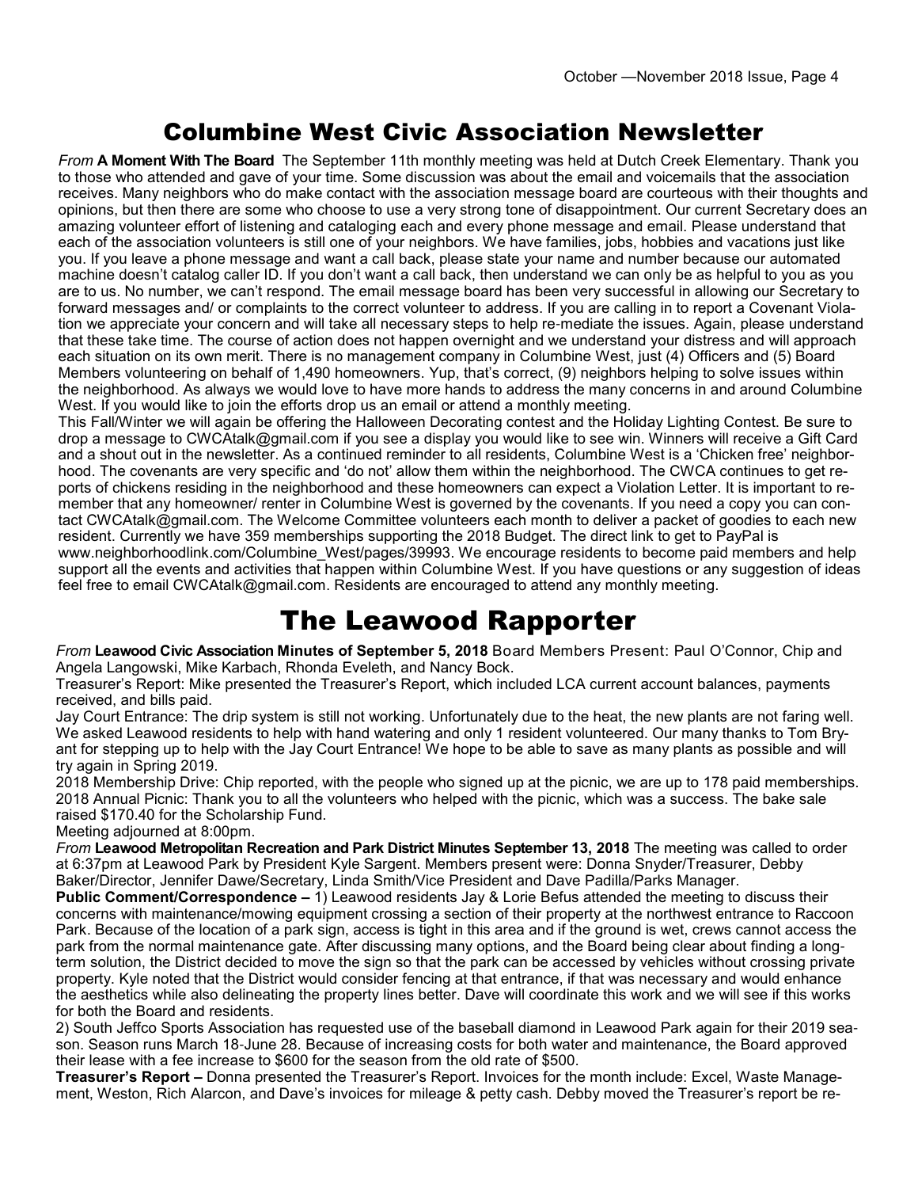# Columbine West Civic Association Newsletter

*From* **A Moment With The Board** The September 11th monthly meeting was held at Dutch Creek Elementary. Thank you to those who attended and gave of your time. Some discussion was about the email and voicemails that the association receives. Many neighbors who do make contact with the association message board are courteous with their thoughts and opinions, but then there are some who choose to use a very strong tone of disappointment. Our current Secretary does an amazing volunteer effort of listening and cataloging each and every phone message and email. Please understand that each of the association volunteers is still one of your neighbors. We have families, jobs, hobbies and vacations just like you. If you leave a phone message and want a call back, please state your name and number because our automated machine doesn't catalog caller ID. If you don't want a call back, then understand we can only be as helpful to you as you are to us. No number, we can't respond. The email message board has been very successful in allowing our Secretary to forward messages and/ or complaints to the correct volunteer to address. If you are calling in to report a Covenant Violation we appreciate your concern and will take all necessary steps to help re-mediate the issues. Again, please understand that these take time. The course of action does not happen overnight and we understand your distress and will approach each situation on its own merit. There is no management company in Columbine West, just (4) Officers and (5) Board Members volunteering on behalf of 1,490 homeowners. Yup, that's correct, (9) neighbors helping to solve issues within the neighborhood. As always we would love to have more hands to address the many concerns in and around Columbine West. If you would like to join the efforts drop us an email or attend a monthly meeting.

This Fall/Winter we will again be offering the Halloween Decorating contest and the Holiday Lighting Contest. Be sure to drop a message to CWCAtalk@gmail.com if you see a display you would like to see win. Winners will receive a Gift Card and a shout out in the newsletter. As a continued reminder to all residents, Columbine West is a 'Chicken free' neighborhood. The covenants are very specific and 'do not' allow them within the neighborhood. The CWCA continues to get reports of chickens residing in the neighborhood and these homeowners can expect a Violation Letter. It is important to remember that any homeowner/ renter in Columbine West is governed by the covenants. If you need a copy you can contact CWCAtalk@gmail.com. The Welcome Committee volunteers each month to deliver a packet of goodies to each new resident. Currently we have 359 memberships supporting the 2018 Budget. The direct link to get to PayPal is www.neighborhoodlink.com/Columbine_West/pages/39993. We encourage residents to become paid members and help support all the events and activities that happen within Columbine West. If you have questions or any suggestion of ideas feel free to email CWCAtalk@gmail.com. Residents are encouraged to attend any monthly meeting.

# The Leawood Rapporter

*From* **Leawood Civic Association Minutes of September 5, 2018** Board Members Present: Paul O'Connor, Chip and Angela Langowski, Mike Karbach, Rhonda Eveleth, and Nancy Bock.

Treasurer's Report: Mike presented the Treasurer's Report, which included LCA current account balances, payments received, and bills paid.

Jay Court Entrance: The drip system is still not working. Unfortunately due to the heat, the new plants are not faring well. We asked Leawood residents to help with hand watering and only 1 resident volunteered. Our many thanks to Tom Bryant for stepping up to help with the Jay Court Entrance! We hope to be able to save as many plants as possible and will try again in Spring 2019.

2018 Membership Drive: Chip reported, with the people who signed up at the picnic, we are up to 178 paid memberships.

2018 Annual Picnic: Thank you to all the volunteers who helped with the picnic, which was a success. The bake sale raised $170.40 for the Scholarship Fund.

Meeting adjourned at 8:00pm.

*From* **Leawood Metropolitan Recreation and Park District Minutes September 13, 2018** The meeting was called to order at 6:37pm at Leawood Park by President Kyle Sargent. Members present were: Donna Snyder/Treasurer, Debby Baker/Director, Jennifer Dawe/Secretary, Linda Smith/Vice President and Dave Padilla/Parks Manager.

**Public Comment/Correspondence –** 1) Leawood residents Jay & Lorie Befus attended the meeting to discuss their concerns with maintenance/mowing equipment crossing a section of their property at the northwest entrance to Raccoon Park. Because of the location of a park sign, access is tight in this area and if the ground is wet, crews cannot access the park from the normal maintenance gate. After discussing many options, and the Board being clear about finding a long-term solution, the District decided to move the sign so that the park can be accessed by vehicles without crossing private property. Kyle noted that the District would consider fencing at that entrance, if that was necessary and would enhance the aesthetics while also delineating the property lines better. Dave will coordinate this work and we will see if this works for both the Board and residents.

2) South Jeffco Sports Association has requested use of the baseball diamond in Leawood Park again for their 2019 season. Season runs March 18-June 28. Because of increasing costs for both water and maintenance, the Board approved their lease with a fee increase to $600 for the season from the old rate of $500.

**Treasurer's Report –** Donna presented the Treasurer's Report. Invoices for the month include: Excel, Waste Management, Weston, Rich Alarcon, and Dave's invoices for mileage & petty cash. Debby moved the Treasurer's report be re-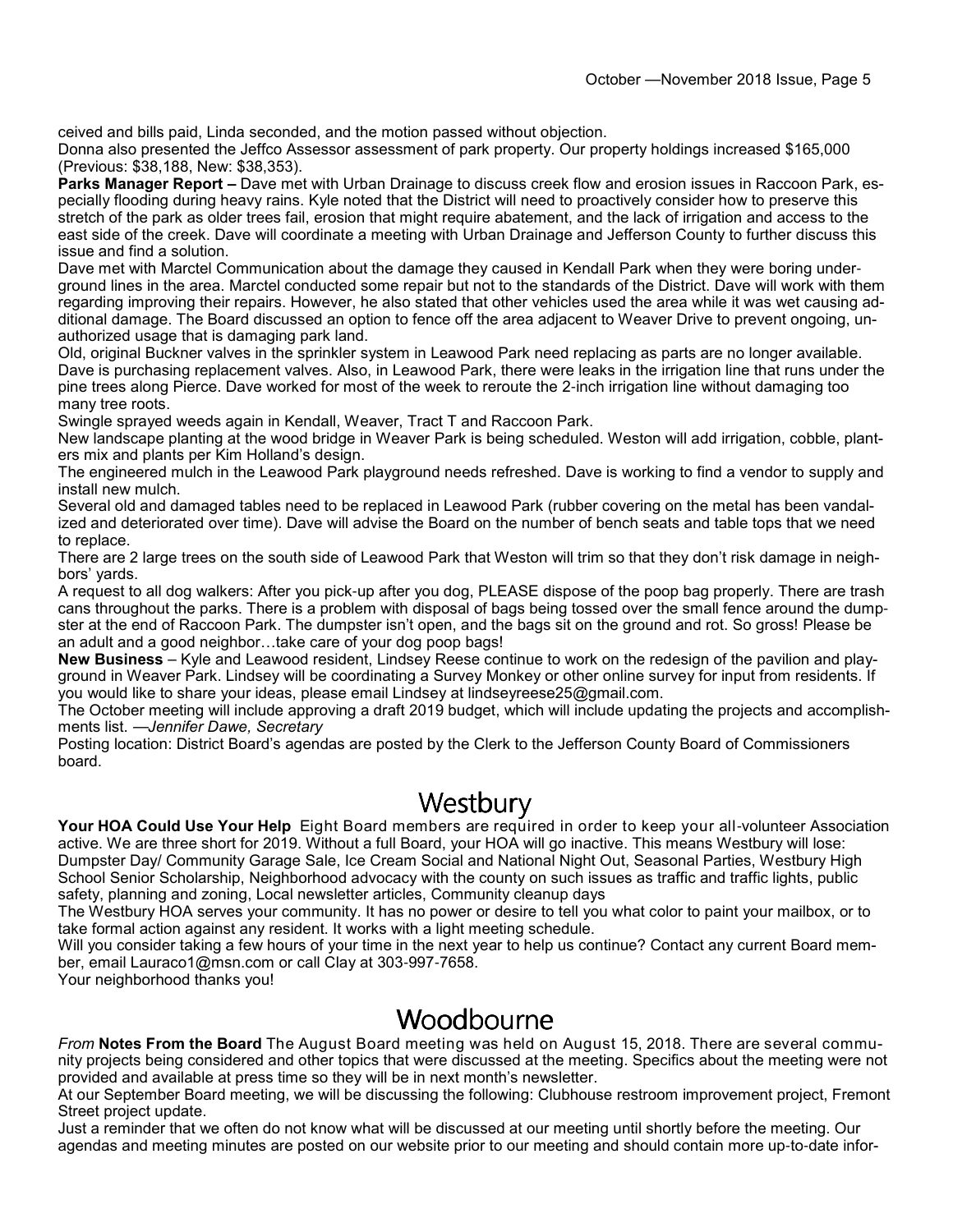ceived and bills paid, Linda seconded, and the motion passed without objection.

Donna also presented the Jeffco Assessor assessment of park property. Our property holdings increased $165,000 (Previous: $38,188, New: $38,353).

**Parks Manager Report –** Dave met with Urban Drainage to discuss creek flow and erosion issues in Raccoon Park, especially flooding during heavy rains. Kyle noted that the District will need to proactively consider how to preserve this stretch of the park as older trees fail, erosion that might require abatement, and the lack of irrigation and access to the east side of the creek. Dave will coordinate a meeting with Urban Drainage and Jefferson County to further discuss this issue and find a solution.

Dave met with Marctel Communication about the damage they caused in Kendall Park when they were boring underground lines in the area. Marctel conducted some repair but not to the standards of the District. Dave will work with them regarding improving their repairs. However, he also stated that other vehicles used the area while it was wet causing additional damage. The Board discussed an option to fence off the area adjacent to Weaver Drive to prevent ongoing, unauthorized usage that is damaging park land.

Old, original Buckner valves in the sprinkler system in Leawood Park need replacing as parts are no longer available. Dave is purchasing replacement valves. Also, in Leawood Park, there were leaks in the irrigation line that runs under the pine trees along Pierce. Dave worked for most of the week to reroute the 2-inch irrigation line without damaging too many tree roots.

Swingle sprayed weeds again in Kendall, Weaver, Tract T and Raccoon Park.

New landscape planting at the wood bridge in Weaver Park is being scheduled. Weston will add irrigation, cobble, planters mix and plants per Kim Holland's design.

The engineered mulch in the Leawood Park playground needs refreshed. Dave is working to find a vendor to supply and install new mulch.

Several old and damaged tables need to be replaced in Leawood Park (rubber covering on the metal has been vandalized and deteriorated over time). Dave will advise the Board on the number of bench seats and table tops that we need to replace.

There are 2 large trees on the south side of Leawood Park that Weston will trim so that they don't risk damage in neighbors' yards.

A request to all dog walkers: After you pick-up after you dog, PLEASE dispose of the poop bag properly. There are trash cans throughout the parks. There is a problem with disposal of bags being tossed over the small fence around the dumpster at the end of Raccoon Park. The dumpster isn't open, and the bags sit on the ground and rot. So gross! Please be an adult and a good neighbor…take care of your dog poop bags!

**New Business** – Kyle and Leawood resident, Lindsey Reese continue to work on the redesign of the pavilion and playground in Weaver Park. Lindsey will be coordinating a Survey Monkey or other online survey for input from residents. If you would like to share your ideas, please email Lindsey at lindseyreese25@gmail.com.

The October meeting will include approving a draft 2019 budget, which will include updating the projects and accomplishments list. —*Jennifer Dawe, Secretary*

Posting location: District Board's agendas are posted by the Clerk to the Jefferson County Board of Commissioners board.

# Westbury

**Your HOA Could Use Your Help** Eight Board members are required in order to keep your all-volunteer Association active. We are three short for 2019. Without a full Board, your HOA will go inactive. This means Westbury will lose: Dumpster Day/ Community Garage Sale, Ice Cream Social and National Night Out, Seasonal Parties, Westbury High School Senior Scholarship, Neighborhood advocacy with the county on such issues as traffic and traffic lights, public safety, planning and zoning, Local newsletter articles, Community cleanup days

The Westbury HOA serves your community. It has no power or desire to tell you what color to paint your mailbox, or to take formal action against any resident. It works with a light meeting schedule.

Will you consider taking a few hours of your time in the next year to help us continue? Contact any current Board member, email Lauraco1@msn.com or call Clay at 303-997-7658.

Your neighborhood thanks you!

# Woodbourne

*From* **Notes From the Board** The August Board meeting was held on August 15, 2018. There are several community projects being considered and other topics that were discussed at the meeting. Specifics about the meeting were not provided and available at press time so they will be in next month's newsletter.

At our September Board meeting, we will be discussing the following: Clubhouse restroom improvement project, Fremont Street project update.

Just a reminder that we often do not know what will be discussed at our meeting until shortly before the meeting. Our agendas and meeting minutes are posted on our website prior to our meeting and should contain more up-to-date infor-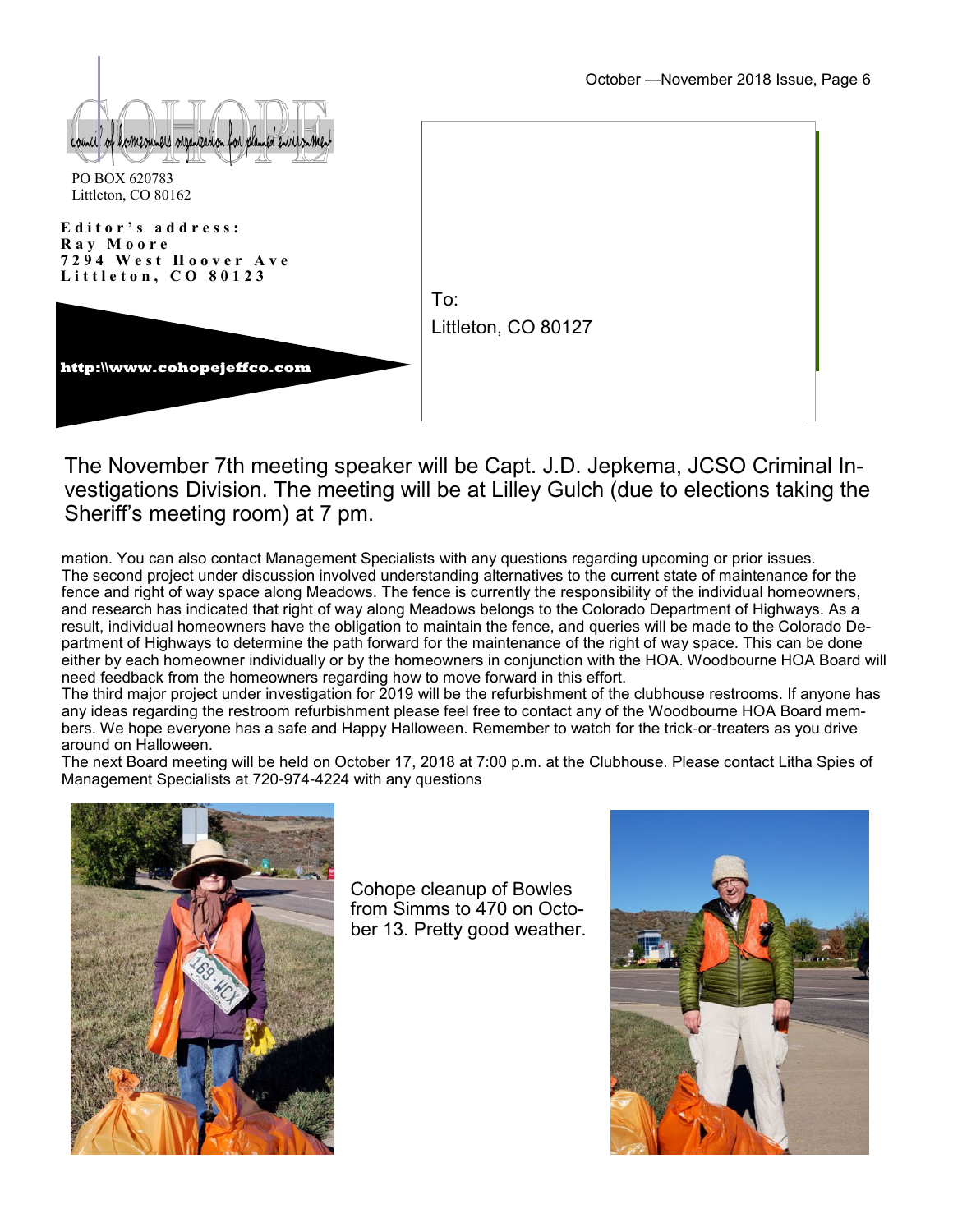COHOPE

council of homeowners organization for planned environment

PO BOX 620783
Littleton, CO 80162

**Editor's address:**
**Ray Moore**
**7294 West Hoover Ave**
**Littleton, CO 80123**

**http:\\www.cohopejeffco.com**

To:
Littleton, CO 80127

The November 7th meeting speaker will be Capt. J.D. Jepkema, JCSO Criminal Investigations Division. The meeting will be at Lilley Gulch (due to elections taking the Sheriff's meeting room) at 7 pm.

mation. You can also contact Management Specialists with any questions regarding upcoming or prior issues.
The second project under discussion involved understanding alternatives to the current state of maintenance for the fence and right of way space along Meadows. The fence is currently the responsibility of the individual homeowners, and research has indicated that right of way along Meadows belongs to the Colorado Department of Highways. As a result, individual homeowners have the obligation to maintain the fence, and queries will be made to the Colorado Department of Highways to determine the path forward for the maintenance of the right of way space. This can be done either by each homeowner individually or by the homeowners in conjunction with the HOA. Woodbourne HOA Board will need feedback from the homeowners regarding how to move forward in this effort.
The third major project under investigation for 2019 will be the refurbishment of the clubhouse restrooms. If anyone has any ideas regarding the restroom refurbishment please feel free to contact any of the Woodbourne HOA Board members. We hope everyone has a safe and Happy Halloween. Remember to watch for the trick-or-treaters as you drive around on Halloween.
The next Board meeting will be held on October 17, 2018 at 7:00 p.m. at the Clubhouse. Please contact Litha Spies of Management Specialists at 720-974-4224 with any questions

Cohope cleanup of Bowles from Simms to 470 on October 13. Pretty good weather.